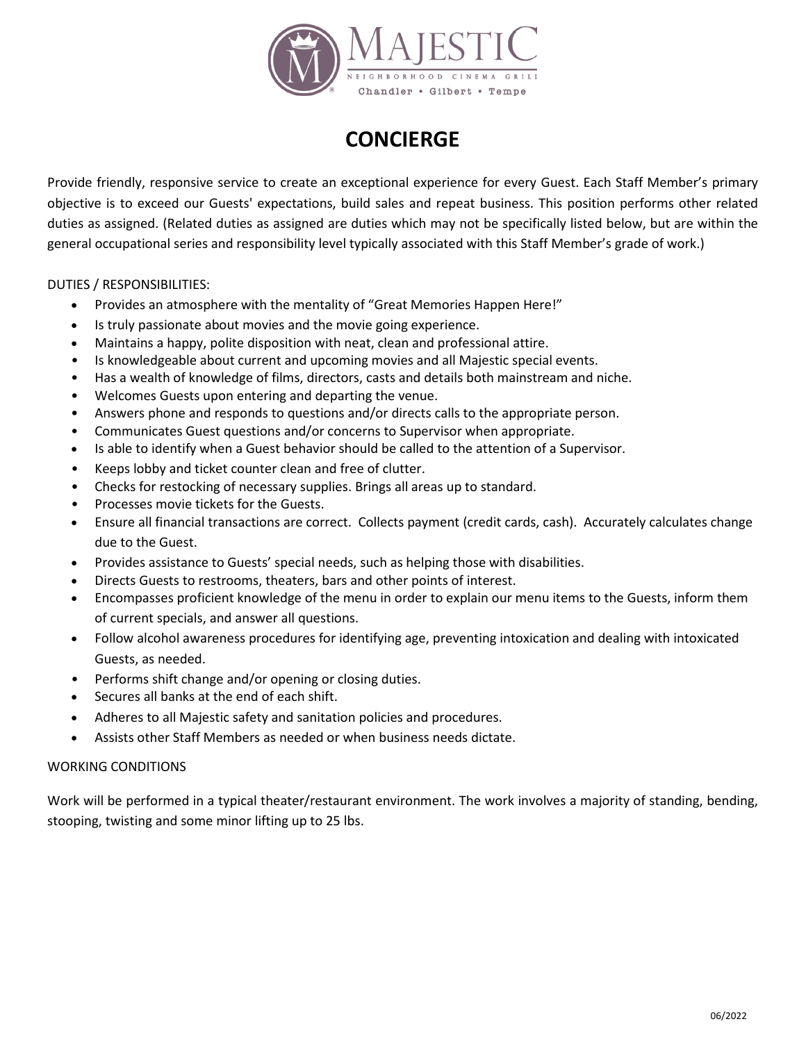MAJESTIC

NEIGHBORHOOD CINEMA GRILL

Chandler • Gilbert • Tempe

# CONCIERGE

Provide friendly, responsive service to create an exceptional experience for every Guest. Each Staff Member's primary objective is to exceed our Guests' expectations, build sales and repeat business. This position performs other related duties as assigned. (Related duties as assigned are duties which may not be specifically listed below, but are within the general occupational series and responsibility level typically associated with this Staff Member's grade of work.)

DUTIES / RESPONSIBILITIES:

- Provides an atmosphere with the mentality of "Great Memories Happen Here!"
- Is truly passionate about movies and the movie going experience.
- Maintains a happy, polite disposition with neat, clean and professional attire.
- Is knowledgeable about current and upcoming movies and all Majestic special events.
- Has a wealth of knowledge of films, directors, casts and details both mainstream and niche.
- Welcomes Guests upon entering and departing the venue.
- Answers phone and responds to questions and/or directs calls to the appropriate person.
- Communicates Guest questions and/or concerns to Supervisor when appropriate.
- Is able to identify when a Guest behavior should be called to the attention of a Supervisor.
- Keeps lobby and ticket counter clean and free of clutter.
- Checks for restocking of necessary supplies. Brings all areas up to standard.
- Processes movie tickets for the Guests.
- Ensure all financial transactions are correct. Collects payment (credit cards, cash). Accurately calculates change due to the Guest.
- Provides assistance to Guests' special needs, such as helping those with disabilities.
- Directs Guests to restrooms, theaters, bars and other points of interest.
- Encompasses proficient knowledge of the menu in order to explain our menu items to the Guests, inform them of current specials, and answer all questions.
- Follow alcohol awareness procedures for identifying age, preventing intoxication and dealing with intoxicated Guests, as needed.
- Performs shift change and/or opening or closing duties.
- Secures all banks at the end of each shift.
- Adheres to all Majestic safety and sanitation policies and procedures.
- Assists other Staff Members as needed or when business needs dictate.

WORKING CONDITIONS

Work will be performed in a typical theater/restaurant environment. The work involves a majority of standing, bending, stooping, twisting and some minor lifting up to 25 lbs.

06/2022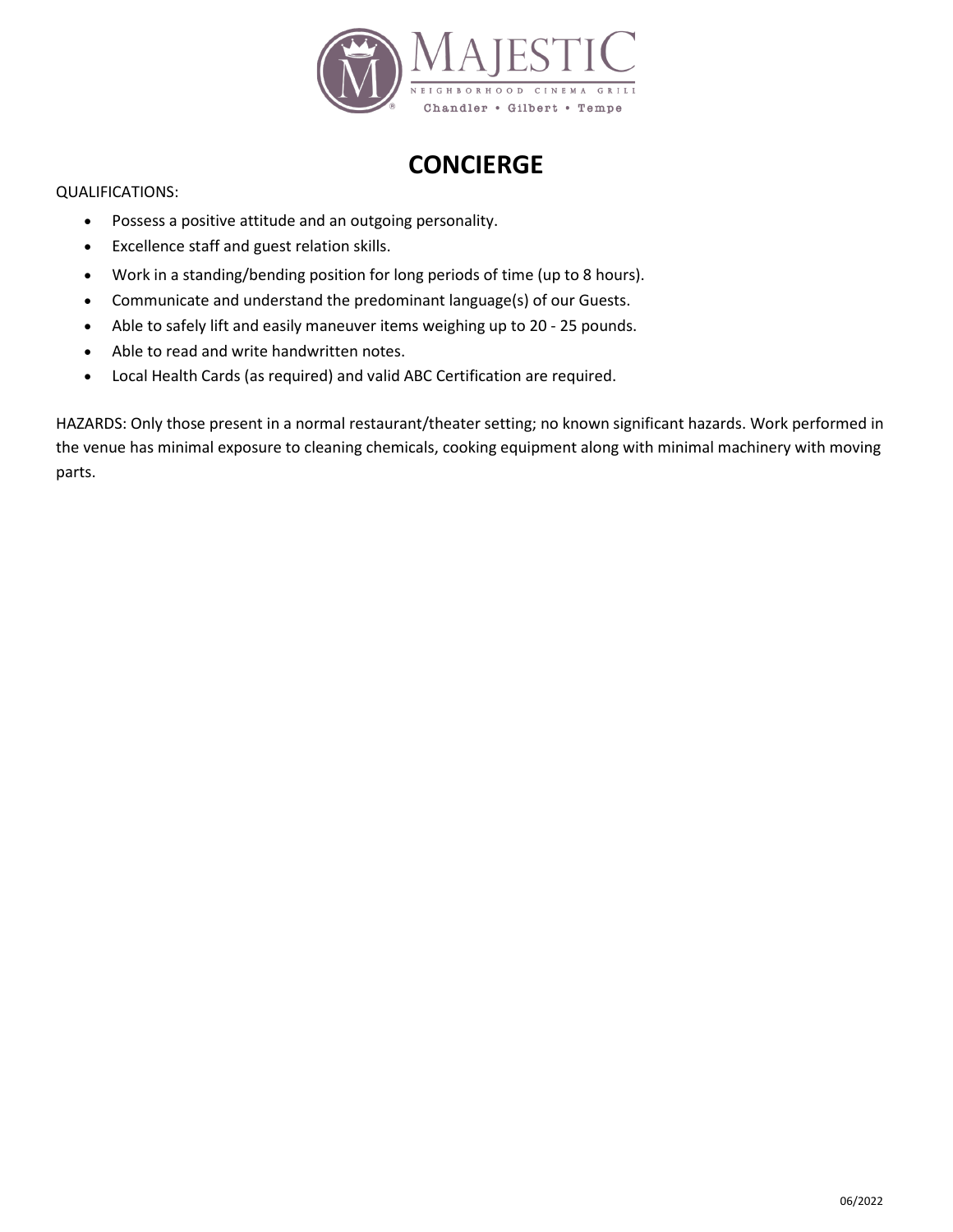# CONCIERGE

QUALIFICATIONS:

- Possess a positive attitude and an outgoing personality.
- Excellence staff and guest relation skills.
- Work in a standing/bending position for long periods of time (up to 8 hours).
- Communicate and understand the predominant language(s) of our Guests.
- Able to safely lift and easily maneuver items weighing up to 20 - 25 pounds.
- Able to read and write handwritten notes.
- Local Health Cards (as required) and valid ABC Certification are required.

HAZARDS: Only those present in a normal restaurant/theater setting; no known significant hazards. Work performed in the venue has minimal exposure to cleaning chemicals, cooking equipment along with minimal machinery with moving parts.

06/2022